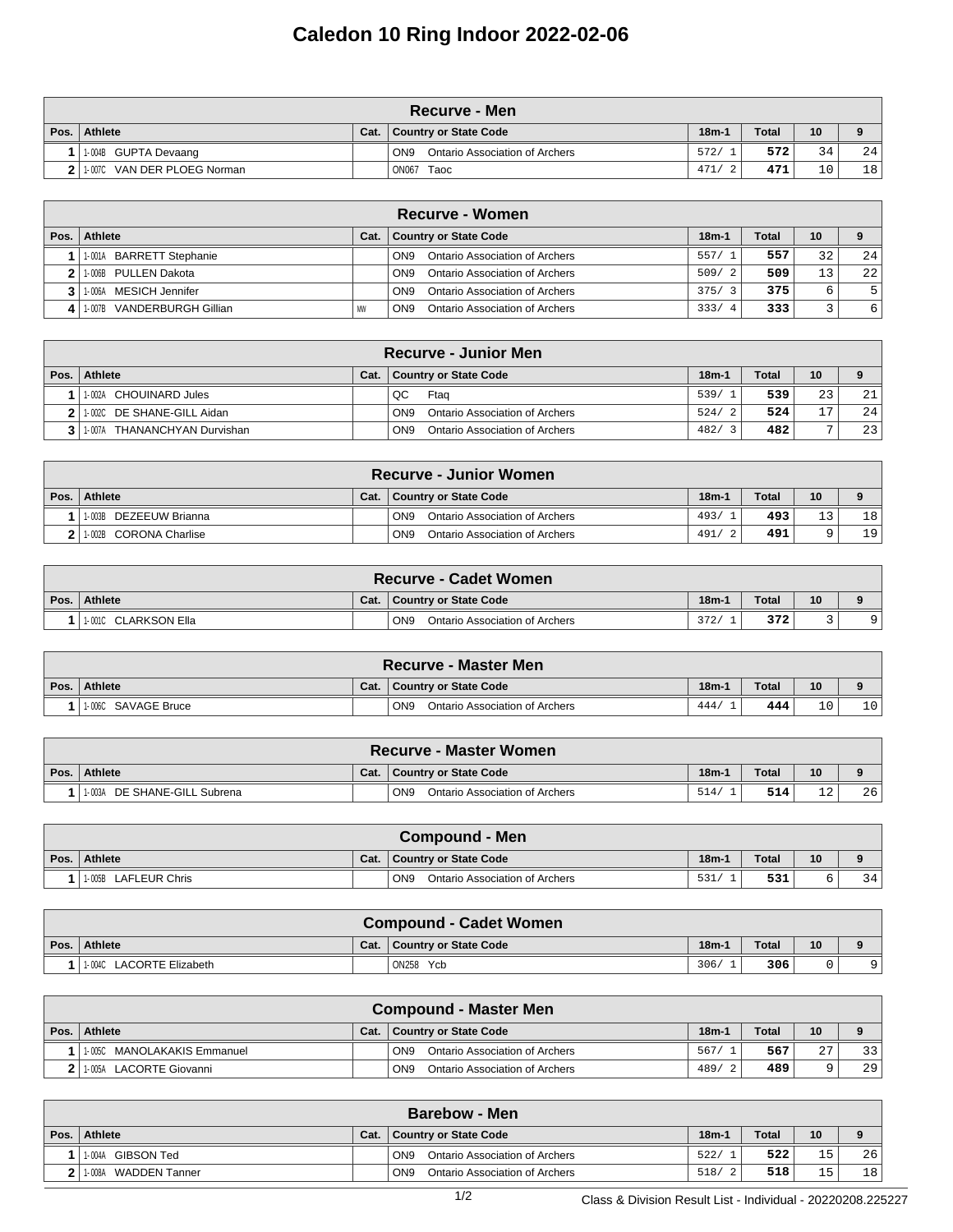# Caledon 10 Ring Indoor 2022-02-06

## Recurve - Men

| Pos. | Athlete | Cat. | Country or State Code | 18m-1 | Total | 10 | 9 |
|---|---|---|---|---|---|---|---|
| 1 | 1-004B GUPTA Devaang | | ON9 Ontario Association of Archers | 572/ 1 | 572 | 34 | 24 |
| 2 | 1-007C VAN DER PLOEG Norman | | ON067 Taoc | 471/ 2 | 471 | 10 | 18 |

## Recurve - Women

| Pos. | Athlete | Cat. | Country or State Code | 18m-1 | Total | 10 | 9 |
|---|---|---|---|---|---|---|---|
| 1 | 1-001A BARRETT Stephanie | | ON9 Ontario Association of Archers | 557/ 1 | 557 | 32 | 24 |
| 2 | 1-006B PULLEN Dakota | | ON9 Ontario Association of Archers | 509/ 2 | 509 | 13 | 22 |
| 3 | 1-006A MESICH Jennifer | | ON9 Ontario Association of Archers | 375/ 3 | 375 | 6 | 5 |
| 4 | 1-007B VANDERBURGH Gillian | MW | ON9 Ontario Association of Archers | 333/ 4 | 333 | 3 | 6 |

## Recurve - Junior Men

| Pos. | Athlete | Cat. | Country or State Code | 18m-1 | Total | 10 | 9 |
|---|---|---|---|---|---|---|---|
| 1 | 1-002A CHOUINARD Jules | | QC Ftaq | 539/ 1 | 539 | 23 | 21 |
| 2 | 1-002C DE SHANE-GILL Aidan | | ON9 Ontario Association of Archers | 524/ 2 | 524 | 17 | 24 |
| 3 | 1-007A THANANCHYAN Durvishan | | ON9 Ontario Association of Archers | 482/ 3 | 482 | 7 | 23 |

## Recurve - Junior Women

| Pos. | Athlete | Cat. | Country or State Code | 18m-1 | Total | 10 | 9 |
|---|---|---|---|---|---|---|---|
| 1 | 1-003B DEZEEUW Brianna | | ON9 Ontario Association of Archers | 493/ 1 | 493 | 13 | 18 |
| 2 | 1-002B CORONA Charlise | | ON9 Ontario Association of Archers | 491/ 2 | 491 | 9 | 19 |

## Recurve - Cadet Women

| Pos. | Athlete | Cat. | Country or State Code | 18m-1 | Total | 10 | 9 |
|---|---|---|---|---|---|---|---|
| 1 | 1-001C CLARKSON Ella | | ON9 Ontario Association of Archers | 372/ 1 | 372 | 3 | 9 |

## Recurve - Master Men

| Pos. | Athlete | Cat. | Country or State Code | 18m-1 | Total | 10 | 9 |
|---|---|---|---|---|---|---|---|
| 1 | 1-006C SAVAGE Bruce | | ON9 Ontario Association of Archers | 444/ 1 | 444 | 10 | 10 |

## Recurve - Master Women

| Pos. | Athlete | Cat. | Country or State Code | 18m-1 | Total | 10 | 9 |
|---|---|---|---|---|---|---|---|
| 1 | 1-003A DE SHANE-GILL Subrena | | ON9 Ontario Association of Archers | 514/ 1 | 514 | 12 | 26 |

## Compound - Men

| Pos. | Athlete | Cat. | Country or State Code | 18m-1 | Total | 10 | 9 |
|---|---|---|---|---|---|---|---|
| 1 | 1-005B LAFLEUR Chris | | ON9 Ontario Association of Archers | 531/ 1 | 531 | 6 | 34 |

## Compound - Cadet Women

| Pos. | Athlete | Cat. | Country or State Code | 18m-1 | Total | 10 | 9 |
|---|---|---|---|---|---|---|---|
| 1 | 1-004C LACORTE Elizabeth | | ON258 Ycb | 306/ 1 | 306 | 0 | 9 |

## Compound - Master Men

| Pos. | Athlete | Cat. | Country or State Code | 18m-1 | Total | 10 | 9 |
|---|---|---|---|---|---|---|---|
| 1 | 1-005C MANOLAKAKIS Emmanuel | | ON9 Ontario Association of Archers | 567/ 1 | 567 | 27 | 33 |
| 2 | 1-005A LACORTE Giovanni | | ON9 Ontario Association of Archers | 489/ 2 | 489 | 9 | 29 |

## Barebow - Men

| Pos. | Athlete | Cat. | Country or State Code | 18m-1 | Total | 10 | 9 |
|---|---|---|---|---|---|---|---|
| 1 | 1-004A GIBSON Ted | | ON9 Ontario Association of Archers | 522/ 1 | 522 | 15 | 26 |
| 2 | 1-008A WADDEN Tanner | | ON9 Ontario Association of Archers | 518/ 2 | 518 | 15 | 18 |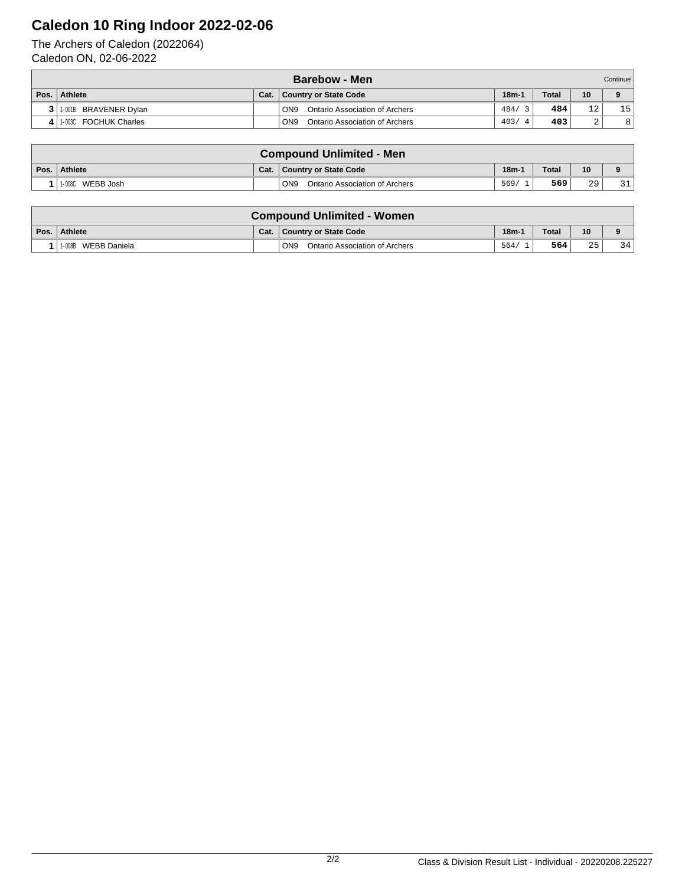# Caledon 10 Ring Indoor 2022-02-06

The Archers of Caledon (2022064)
Caledon ON, 02-06-2022

## Barebow - Men

Continue

| Pos. | Athlete | Cat. | Country or State Code | 18m-1 | Total | 10 | 9 |
|---|---|---|---|---|---|---|---|
| 3 | 1-001B BRAVENER Dylan | | ON9 Ontario Association of Archers | 484/ 3 | 484 | 12 | 15 |
| 4 | 1-003C FOCHUK Charles | | ON9 Ontario Association of Archers | 403/ 4 | 403 | 2 | 8 |

## Compound Unlimited - Men

| Pos. | Athlete | Cat. | Country or State Code | 18m-1 | Total | 10 | 9 |
|---|---|---|---|---|---|---|---|
| 1 | 1-008C WEBB Josh | | ON9 Ontario Association of Archers | 569/ 1 | 569 | 29 | 31 |

## Compound Unlimited - Women

| Pos. | Athlete | Cat. | Country or State Code | 18m-1 | Total | 10 | 9 |
|---|---|---|---|---|---|---|---|
| 1 | 1-008B WEBB Daniela | | ON9 Ontario Association of Archers | 564/ 1 | 564 | 25 | 34 |

Class & Division Result List - Individual - 20220208.225227